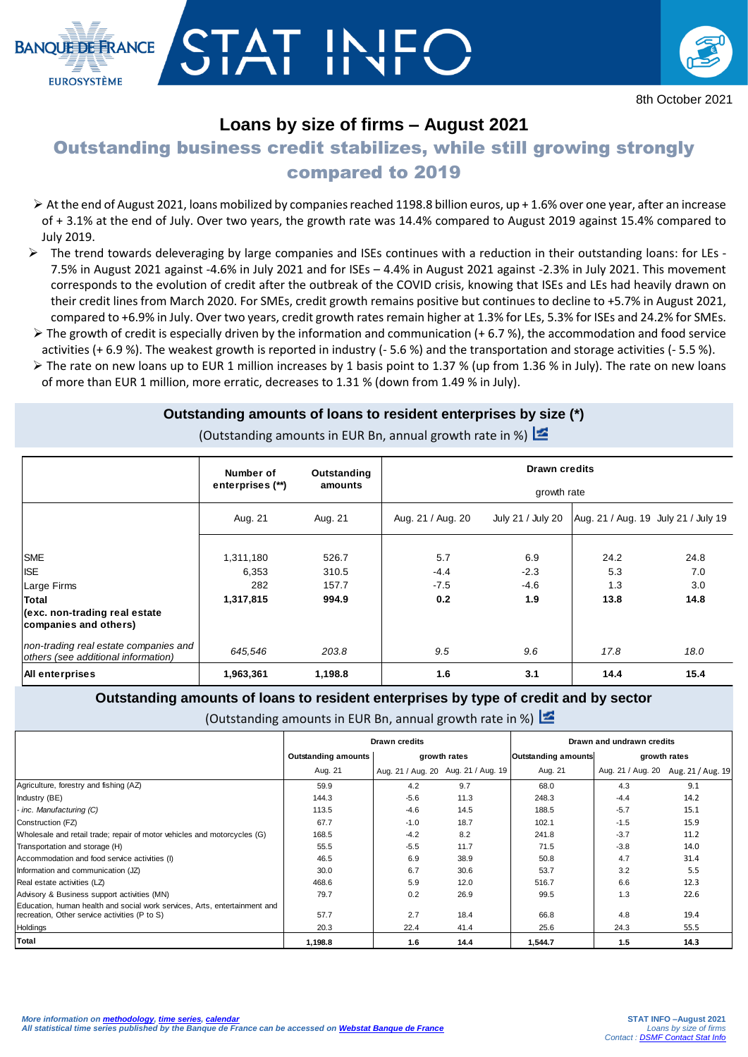BANQUE DE FRANCE EUROSYSTÈME

# STAT INFO

8th October 2021

# Loans by size of firms – August 2021

## Outstanding business credit stabilizes, while still growing strongly compared to 2019

- At the end of August 2021, loans mobilized by companies reached 1198.8 billion euros, up + 1.6% over one year, after an increase of + 3.1% at the end of July. Over two years, the growth rate was 14.4% compared to August 2019 against 15.4% compared to July 2019.
- The trend towards deleveraging by large companies and ISEs continues with a reduction in their outstanding loans: for LEs - 7.5% in August 2021 against -4.6% in July 2021 and for ISEs – 4.4% in August 2021 against -2.3% in July 2021. This movement corresponds to the evolution of credit after the outbreak of the COVID crisis, knowing that ISEs and LEs had heavily drawn on their credit lines from March 2020. For SMEs, credit growth remains positive but continues to decline to +5.7% in August 2021, compared to +6.9% in July. Over two years, credit growth rates remain higher at 1.3% for LEs, 5.3% for ISEs and 24.2% for SMEs.
- The growth of credit is especially driven by the information and communication (+ 6.7 %), the accommodation and food service activities (+ 6.9 %). The weakest growth is reported in industry (- 5.6 %) and the transportation and storage activities (- 5.5 %).
- The rate on new loans up to EUR 1 million increases by 1 basis point to 1.37 % (up from 1.36 % in July). The rate on new loans of more than EUR 1 million, more erratic, decreases to 1.31 % (down from 1.49 % in July).

### Outstanding amounts of loans to resident enterprises by size (*)

(Outstanding amounts in EUR Bn, annual growth rate in %)

| | Number of enterprises (**) | Outstanding amounts | Drawn credits growth rate | | | |
|---|---|---|---|---|---|---|
| | Aug. 21 | Aug. 21 | Aug. 21 / Aug. 20 | July 21 / July 20 | Aug. 21 / Aug. 19 | July 21 / July 19 |
| SME | 1,311,180 | 526.7 | 5.7 | 6.9 | 24.2 | 24.8 |
| ISE | 6,353 | 310.5 | -4.4 | -2.3 | 5.3 | 7.0 |
| Large Firms | 282 | 157.7 | -7.5 | -4.6 | 1.3 | 3.0 |
| **Total (exc. non-trading real estate companies and others)** | **1,317,815** | **994.9** | **0.2** | **1.9** | **13.8** | **14.8** |
| *non-trading real estate companies and others (see additional information)* | *645,546* | *203.8* | *9.5* | *9.6* | *17.8* | *18.0* |
| **All enterprises** | **1,963,361** | **1,198.8** | **1.6** | **3.1** | **14.4** | **15.4** |

### Outstanding amounts of loans to resident enterprises by type of credit and by sector

(Outstanding amounts in EUR Bn, annual growth rate in %)

| | Drawn credits | | | Drawn and undrawn credits | | |
|---|---|---|---|---|---|---|
| | Outstanding amounts | growth rates | | Outstanding amounts | growth rates | |
| | Aug. 21 | Aug. 21 / Aug. 20 | Aug. 21 / Aug. 19 | Aug. 21 | Aug. 21 / Aug. 20 | Aug. 21 / Aug. 19 |
| Agriculture, forestry and fishing (AZ) | 59.9 | 4.2 | 9.7 | 68.0 | 4.3 | 9.1 |
| Industry (BE) | 144.3 | -5.6 | 11.3 | 248.3 | -4.4 | 14.2 |
| *- inc. Manufacturing (C)* | 113.5 | -4.6 | 14.5 | 188.5 | -5.7 | 15.1 |
| Construction (FZ) | 67.7 | -1.0 | 18.7 | 102.1 | -1.5 | 15.9 |
| Wholesale and retail trade; repair of motor vehicles and motorcycles (G) | 168.5 | -4.2 | 8.2 | 241.8 | -3.7 | 11.2 |
| Transportation and storage (H) | 55.5 | -5.5 | 11.7 | 71.5 | -3.8 | 14.0 |
| Accommodation and food service activities (I) | 46.5 | 6.9 | 38.9 | 50.8 | 4.7 | 31.4 |
| Information and communication (JZ) | 30.0 | 6.7 | 30.6 | 53.7 | 3.2 | 5.5 |
| Real estate activities (LZ) | 468.6 | 5.9 | 12.0 | 516.7 | 6.6 | 12.3 |
| Advisory & Business support activities (MN) | 79.7 | 0.2 | 26.9 | 99.5 | 1.3 | 22.6 |
| Education, human health and social work services, Arts, entertainment and recreation, Other service activities (P to S) | 57.7 | 2.7 | 18.4 | 66.8 | 4.8 | 19.4 |
| Holdings | 20.3 | 22.4 | 41.4 | 25.6 | 24.3 | 55.5 |
| **Total** | **1,198.8** | **1.6** | **14.4** | **1,544.7** | **1.5** | **14.3** |

*More information on methodology, time series, calendar*
*All statistical time series published by the Banque de France can be accessed on Webstat Banque de France*

STAT INFO –August 2021
*Loans by size of firms*
*Contact : DSMF Contact Stat Info*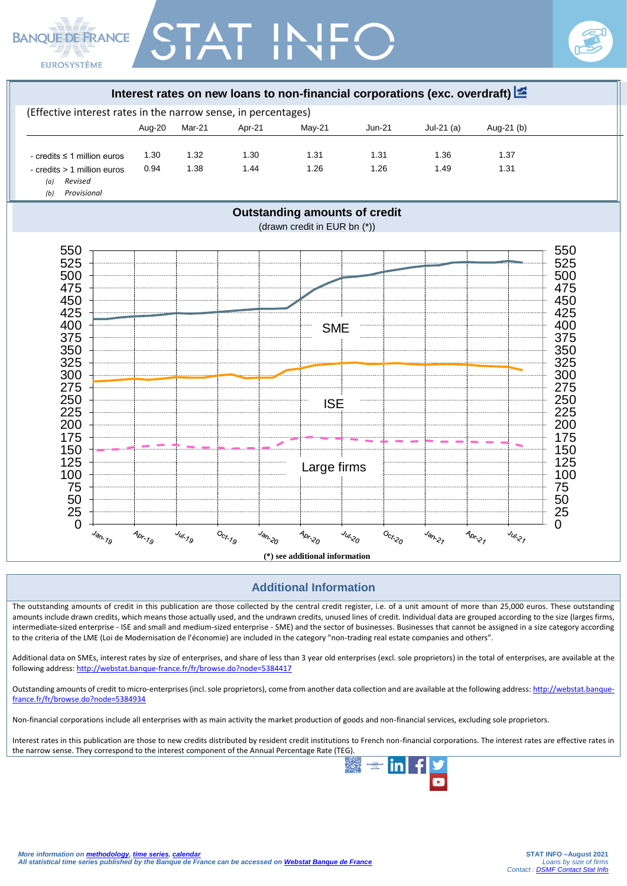## Interest rates on new loans to non-financial corporations (exc. overdraft)

(Effective interest rates in the narrow sense, in percentages)

| | Aug-20 | Mar-21 | Apr-21 | May-21 | Jun-21 | Jul-21 (a) | Aug-21 (b) |
|---|---|---|---|---|---|---|---|
| - credits ≤ 1 million euros | 1.30 | 1.32 | 1.30 | 1.31 | 1.31 | 1.36 | 1.37 |
| - credits > 1 million euros | 0.94 | 1.38 | 1.44 | 1.26 | 1.26 | 1.49 | 1.31 |

*(a) Revised*

*(b) Provisional*

## Outstanding amounts of credit

(drawn credit in EUR bn (*))

550
525
500
475
450
425
400
375
350
325
300
275
250
225
200
175
150
125
100
75
50
25
0

SME

ISE

Large firms

Jan-19 Apr-19 Jul-19 Oct-19 Jan-20 Apr-20 Jul-20 Oct-20 Jan-21 Apr-21 Jul-21

**(*) see additional information**

## Additional Information

The outstanding amounts of credit in this publication are those collected by the central credit register, i.e. of a unit amount of more than 25,000 euros. These outstanding amounts include drawn credits, which means those actually used, and the undrawn credits, unused lines of credit. Individual data are grouped according to the size (larges firms, intermediate-sized enterprise - ISE and small and medium-sized enterprise - SME) and the sector of businesses. Businesses that cannot be assigned in a size category according to the criteria of the LME (Loi de Modernisation de l'économie) are included in the category "non-trading real estate companies and others".

Additional data on SMEs, interest rates by size of enterprises, and share of less than 3 year old enterprises (excl. sole proprietors) in the total of enterprises, are available at the following address: http://webstat.banque-france.fr/fr/browse.do?node=5384417

Outstanding amounts of credit to micro-enterprises (incl. sole proprietors), come from another data collection and are available at the following address: http://webstat.banque-france.fr/fr/browse.do?node=5384934

Non-financial corporations include all enterprises with as main activity the market production of goods and non-financial services, excluding sole proprietors.

Interest rates in this publication are those to new credits distributed by resident credit institutions to French non-financial corporations. The interest rates are effective rates in the narrow sense. They correspond to the interest component of the Annual Percentage Rate (TEG).

*More information on **methodology**, **time series**, **calendar***
*All statistical time series published by the Banque de France can be accessed on **Webstat Banque de France***

**STAT INFO –August 2021**
*Loans by size of firms*
*Contact : DSMF Contact Stat Info*